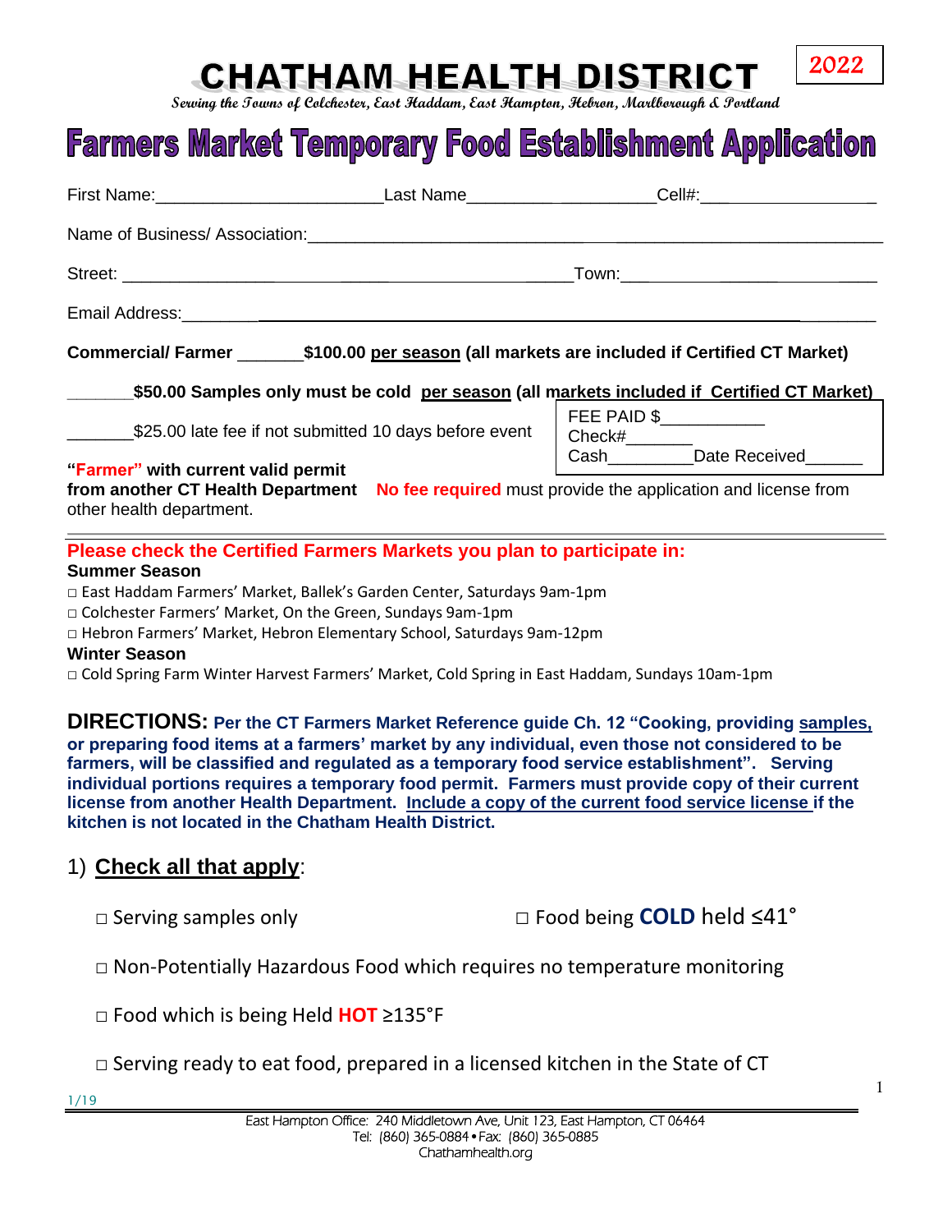# CHATHAM HEALTH DISTRICT

2022

*Serving the Towns of Colchester, East Haddam, East Hampton, Hebron, Marlborough & Portland*

# Farmers Market Temporary Food Establishment Application

First Name:_______________________Last Name___________________Cell#:_________________

Name of Business/ Association:_____________________________________________________

Street: ______________________________________________Town:______________________

Email Address:__________________________________________________________________

**Commercial/ Farmer _______$100.00 per season (all markets are included if Certified CT Market)**

**_______$50.00 Samples only must be cold per season (all markets included if Certified CT Market)**

_______$25.00 late fee if not submitted 10 days before event

FEE PAID $___________
Check#_______
Cash________Date Received______

**"Farmer" with current valid permit from another CT Health Department** **No fee required** must provide the application and license from other health department.

---

**Please check the Certified Farmers Markets you plan to participate in:**

**Summer Season**

□ East Haddam Farmers' Market, Ballek's Garden Center, Saturdays 9am-1pm
□ Colchester Farmers' Market, On the Green, Sundays 9am-1pm
□ Hebron Farmers' Market, Hebron Elementary School, Saturdays 9am-12pm

**Winter Season**

□ Cold Spring Farm Winter Harvest Farmers' Market, Cold Spring in East Haddam, Sundays 10am-1pm

**DIRECTIONS: Per the CT Farmers Market Reference guide Ch. 12 "Cooking, providing samples, or preparing food items at a farmers' market by any individual, even those not considered to be farmers, will be classified and regulated as a temporary food service establishment". Serving individual portions requires a temporary food permit. Farmers must provide copy of their current license from another Health Department. Include a copy of the current food service license if the kitchen is not located in the Chatham Health District.**

## 1) Check all that apply:

□ Serving samples only □ Food being **COLD** held ≤41°

□ Non-Potentially Hazardous Food which requires no temperature monitoring

□ Food which is being Held **HOT** ≥135°F

□ Serving ready to eat food, prepared in a licensed kitchen in the State of CT

1/19

East Hampton Office: 240 Middletown Ave, Unit 123, East Hampton, CT 06464
Tel: (860) 365-0884 • Fax: (860) 365-0885
Chathamhealth.org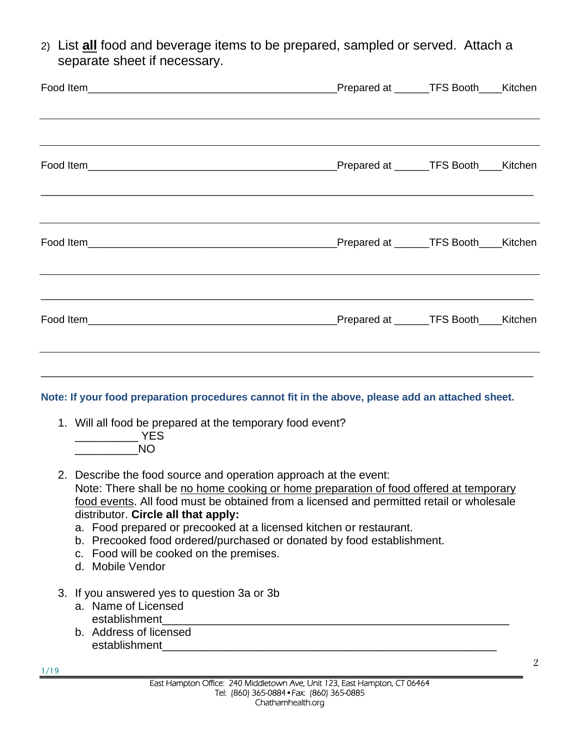2) List **all** food and beverage items to be prepared, sampled or served. Attach a separate sheet if necessary.

Food Item_____________________________________________Prepared at ______TFS Booth____Kitchen

_______________________________________________________________________________________

_______________________________________________________________________________________

Food Item_____________________________________________Prepared at ______TFS Booth____Kitchen

_______________________________________________________________________________________

_______________________________________________________________________________________

Food Item_____________________________________________Prepared at ______TFS Booth____Kitchen

_______________________________________________________________________________________

_______________________________________________________________________________________

Food Item_____________________________________________Prepared at ______TFS Booth____Kitchen

_______________________________________________________________________________________

_______________________________________________________________________________________

**Note: If your food preparation procedures cannot fit in the above, please add an attached sheet.**

1. Will all food be prepared at the temporary food event?
   __________ YES
   __________NO

2. Describe the food source and operation approach at the event:
   Note: There shall be <u>no home cooking or home preparation of food offered at temporary food events</u>. All food must be obtained from a licensed and permitted retail or wholesale distributor. **Circle all that apply:**
   a. Food prepared or precooked at a licensed kitchen or restaurant.
   b. Precooked food ordered/purchased or donated by food establishment.
   c. Food will be cooked on the premises.
   d. Mobile Vendor

3. If you answered yes to question 3a or 3b
   a. Name of Licensed establishment_______________________________________________________
   b. Address of licensed establishment_____________________________________________________

1/19

East Hampton Office: 240 Middletown Ave, Unit 123, East Hampton, CT 06464
Tel: (860) 365-0884 • Fax: (860) 365-0885
Chathamhealth.org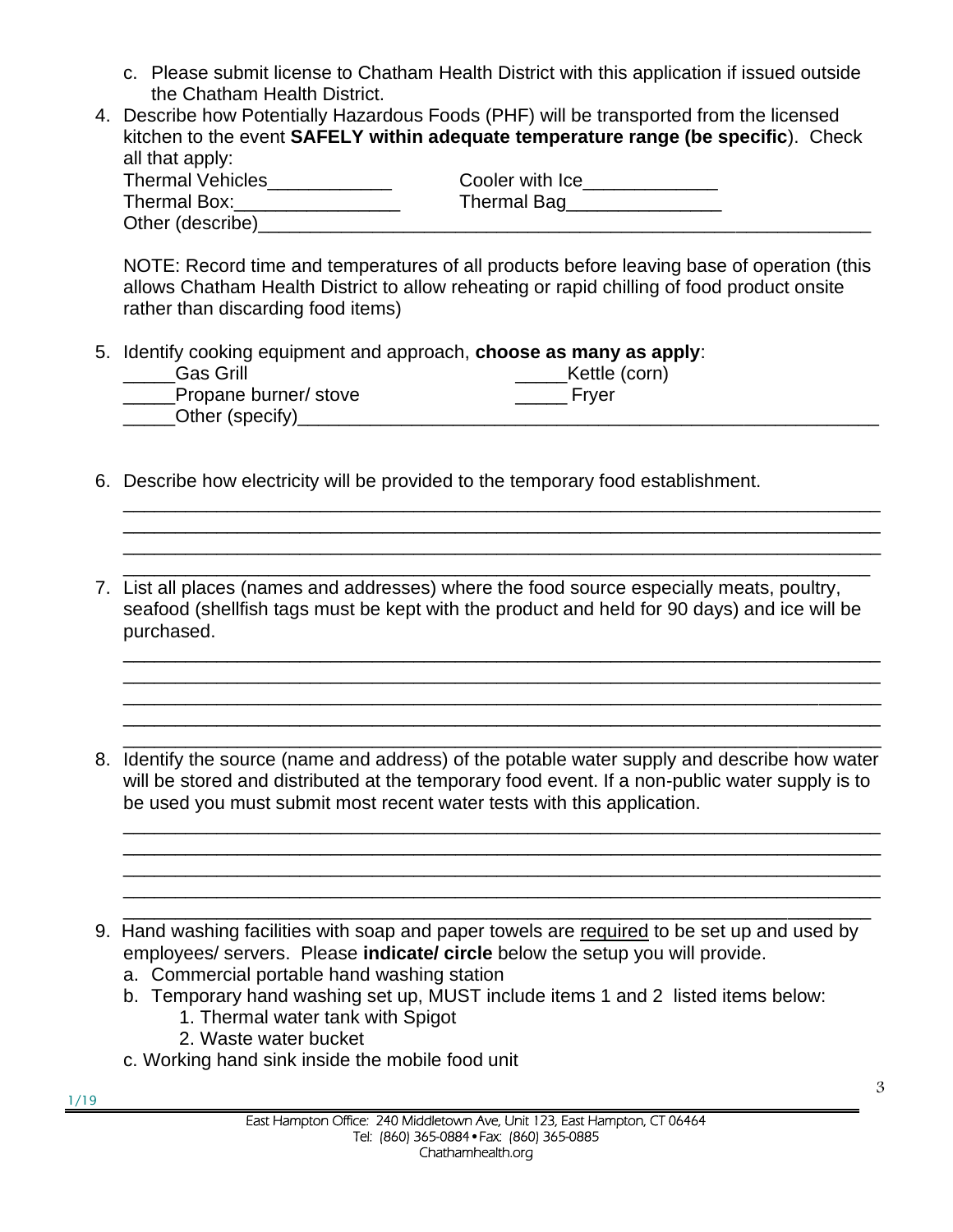c. Please submit license to Chatham Health District with this application if issued outside the Chatham Health District.

4. Describe how Potentially Hazardous Foods (PHF) will be transported from the licensed kitchen to the event **SAFELY within adequate temperature range (be specific**). Check all that apply:

   Thermal Vehicles____________ Cooler with Ice_____________
   Thermal Box:________________ Thermal Bag_______________
   Other (describe)_____________________________________________________________

   NOTE: Record time and temperatures of all products before leaving base of operation (this allows Chatham Health District to allow reheating or rapid chilling of food product onsite rather than discarding food items)

5. Identify cooking equipment and approach, **choose as many as apply**:

   _____Gas Grill _____Kettle (corn)
   _____Propane burner/ stove _____ Fryer
   _____Other (specify)___________________________________________________________

6. Describe how electricity will be provided to the temporary food establishment.

   ______________________________________________________________________________
   ______________________________________________________________________________
   ______________________________________________________________________________
   ______________________________________________________________________________

7. List all places (names and addresses) where the food source especially meats, poultry, seafood (shellfish tags must be kept with the product and held for 90 days) and ice will be purchased.

   ______________________________________________________________________________
   ______________________________________________________________________________
   ______________________________________________________________________________
   ______________________________________________________________________________
   ______________________________________________________________________________

8. Identify the source (name and address) of the potable water supply and describe how water will be stored and distributed at the temporary food event. If a non-public water supply is to be used you must submit most recent water tests with this application.

   ______________________________________________________________________________
   ______________________________________________________________________________
   ______________________________________________________________________________
   ______________________________________________________________________________
   ______________________________________________________________________________

9. Hand washing facilities with soap and paper towels are required to be set up and used by employees/ servers. Please **indicate/ circle** below the setup you will provide.
   a. Commercial portable hand washing station
   b. Temporary hand washing set up, MUST include items 1 and 2 listed items below:
      1. Thermal water tank with Spigot
      2. Waste water bucket
   c. Working hand sink inside the mobile food unit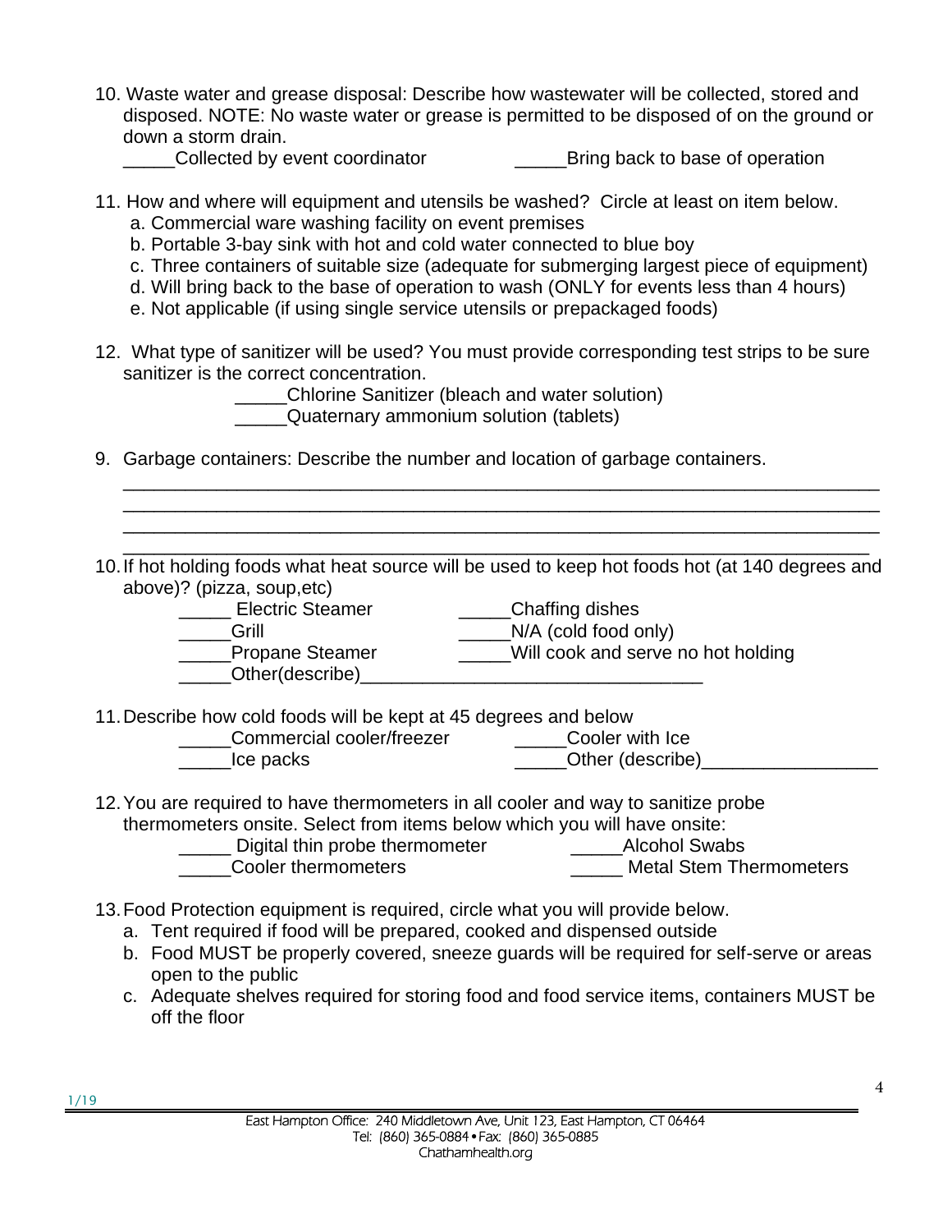10. Waste water and grease disposal: Describe how wastewater will be collected, stored and disposed. NOTE: No waste water or grease is permitted to be disposed of on the ground or down a storm drain.

    _____Collected by event coordinator     _____Bring back to base of operation

11. How and where will equipment and utensils be washed? Circle at least on item below.
    a. Commercial ware washing facility on event premises
    b. Portable 3-bay sink with hot and cold water connected to blue boy
    c. Three containers of suitable size (adequate for submerging largest piece of equipment)
    d. Will bring back to the base of operation to wash (ONLY for events less than 4 hours)
    e. Not applicable (if using single service utensils or prepackaged foods)

12. What type of sanitizer will be used? You must provide corresponding test strips to be sure sanitizer is the correct concentration.

    _____Chlorine Sanitizer (bleach and water solution)
    _____Quaternary ammonium solution (tablets)

9. Garbage containers: Describe the number and location of garbage containers.

    ______________________________________________________________________________
    ______________________________________________________________________________
    ______________________________________________________________________________
    ______________________________________________________________________________

10. If hot holding foods what heat source will be used to keep hot foods hot (at 140 degrees and above)? (pizza, soup,etc)

    _____ Electric Steamer     _____Chaffing dishes
    _____Grill     _____N/A (cold food only)
    _____Propane Steamer     _____Will cook and serve no hot holding
    _____Other(describe)__________________________________

11. Describe how cold foods will be kept at 45 degrees and below

    _____Commercial cooler/freezer     _____Cooler with Ice
    _____Ice packs     _____Other (describe)_________________

12. You are required to have thermometers in all cooler and way to sanitize probe thermometers onsite. Select from items below which you will have onsite:

    _____ Digital thin probe thermometer     _____Alcohol Swabs
    _____Cooler thermometers     _____ Metal Stem Thermometers

13. Food Protection equipment is required, circle what you will provide below.
    a. Tent required if food will be prepared, cooked and dispensed outside
    b. Food MUST be properly covered, sneeze guards will be required for self-serve or areas open to the public
    c. Adequate shelves required for storing food and food service items, containers MUST be off the floor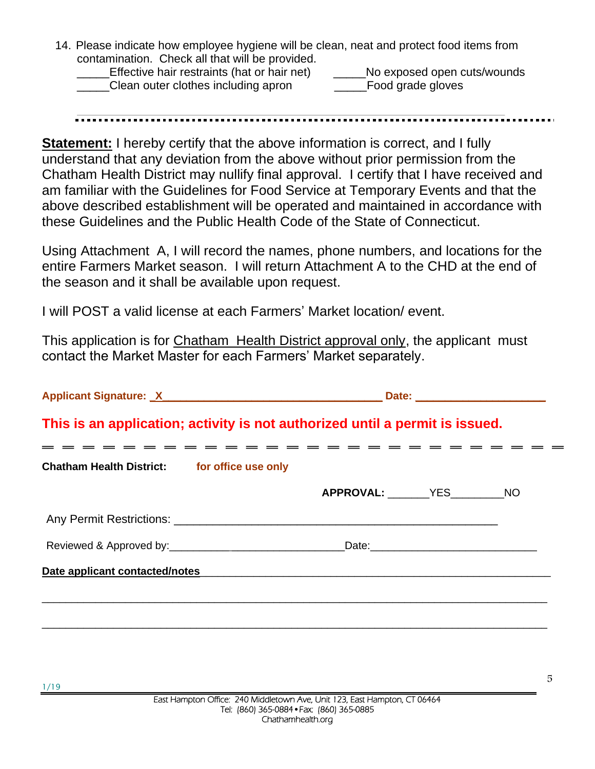14. Please indicate how employee hygiene will be clean, neat and protect food items from contamination. Check all that will be provided.

_____Effective hair restraints (hat or hair net) _____No exposed open cuts/wounds
_____Clean outer clothes including apron _____Food grade gloves

---

**Statement:** I hereby certify that the above information is correct, and I fully understand that any deviation from the above without prior permission from the Chatham Health District may nullify final approval. I certify that I have received and am familiar with the Guidelines for Food Service at Temporary Events and that the above described establishment will be operated and maintained in accordance with these Guidelines and the Public Health Code of the State of Connecticut.

Using Attachment A, I will record the names, phone numbers, and locations for the entire Farmers Market season. I will return Attachment A to the CHD at the end of the season and it shall be available upon request.

I will POST a valid license at each Farmers' Market location/ event.

This application is for Chatham Health District approval only, the applicant must contact the Market Master for each Farmers' Market separately.

**Applicant Signature:** _X___________________________________ **Date:** ____________________

**This is an application; activity is not authorized until a permit is issued.**

---

**Chatham Health District:** **for office use only**

**APPROVAL:** _______YES_________NO

Any Permit Restrictions: ______________________________________________________

Reviewed & Approved by:______________________________Date:___________________________

**Date applicant contacted/notes**___________________________________________________________

_____________________________________________________________________________

_____________________________________________________________________________

1/19

East Hampton Office: 240 Middletown Ave, Unit 123, East Hampton, CT 06464
Tel: (860) 365-0884 • Fax: (860) 365-0885
Chathamhealth.org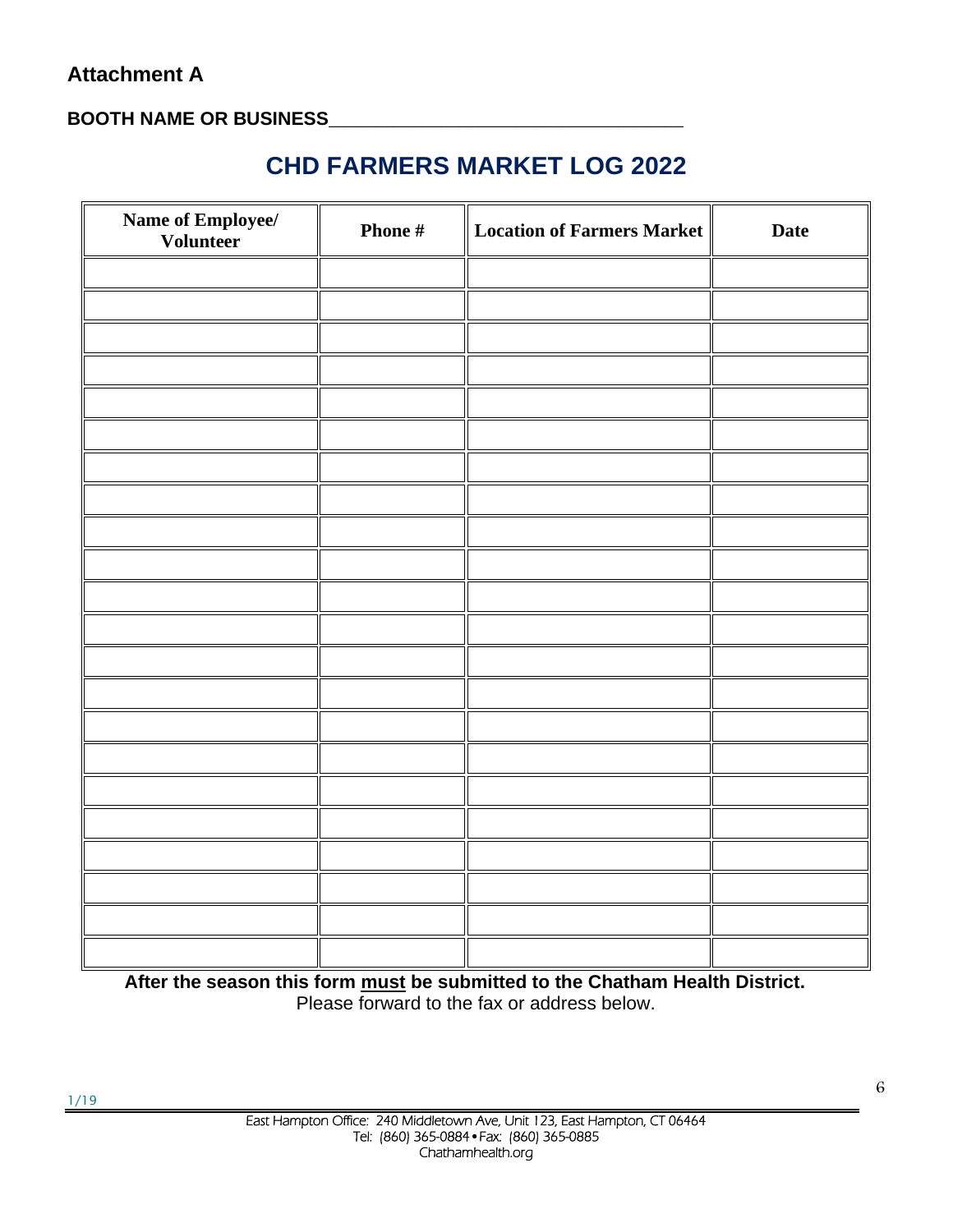## Attachment A

**BOOTH NAME OR BUSINESS**___________________________________

# CHD FARMERS MARKET LOG 2022

| Name of Employee/ Volunteer | Phone # | Location of Farmers Market | Date |
|---|---|---|---|
| | | | |
| | | | |
| | | | |
| | | | |
| | | | |
| | | | |
| | | | |
| | | | |
| | | | |
| | | | |
| | | | |
| | | | |
| | | | |
| | | | |
| | | | |
| | | | |
| | | | |
| | | | |
| | | | |
| | | | |
| | | | |
| | | | |

**After the season this form must be submitted to the Chatham Health District.**
Please forward to the fax or address below.

1/19

East Hampton Office: 240 Middletown Ave, Unit 123, East Hampton, CT 06464
Tel: (860) 365-0884 • Fax: (860) 365-0885
Chathamhealth.org